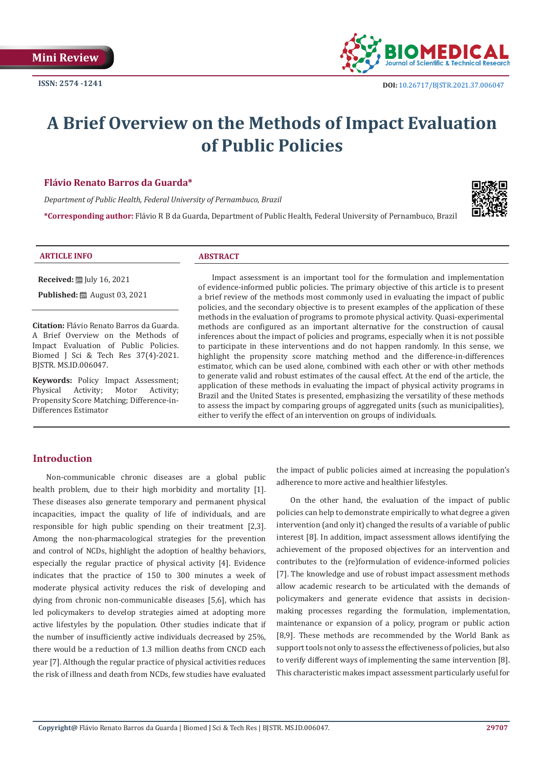Mini Review

ISSN: 2574 -1241

DOI: 10.26717/BJSTR.2021.37.006047

# A Brief Overview on the Methods of Impact Evaluation of Public Policies

**Flávio Renato Barros da Guarda***

*Department of Public Health, Federal University of Pernambuco, Brazil*

***Corresponding author:** Flávio R B da Guarda, Department of Public Health, Federal University of Pernambuco, Brazil

### ARTICLE INFO

**Received:** July 16, 2021

**Published:** August 03, 2021

**Citation:** Flávio Renato Barros da Guarda. A Brief Overview on the Methods of Impact Evaluation of Public Policies. Biomed J Sci & Tech Res 37(4)-2021. BJSTR. MS.ID.006047.

**Keywords:** Policy Impact Assessment; Physical Activity; Motor Activity; Propensity Score Matching; Difference-in-Differences Estimator

### ABSTRACT

Impact assessment is an important tool for the formulation and implementation of evidence-informed public policies. The primary objective of this article is to present a brief review of the methods most commonly used in evaluating the impact of public policies, and the secondary objective is to present examples of the application of these methods in the evaluation of programs to promote physical activity. Quasi-experimental methods are configured as an important alternative for the construction of causal inferences about the impact of policies and programs, especially when it is not possible to participate in these interventions and do not happen randomly. In this sense, we highlight the propensity score matching method and the difference-in-differences estimator, which can be used alone, combined with each other or with other methods to generate valid and robust estimates of the causal effect. At the end of the article, the application of these methods in evaluating the impact of physical activity programs in Brazil and the United States is presented, emphasizing the versatility of these methods to assess the impact by comparing groups of aggregated units (such as municipalities), either to verify the effect of an intervention on groups of individuals.

## Introduction

Non-communicable chronic diseases are a global public health problem, due to their high morbidity and mortality [1]. These diseases also generate temporary and permanent physical incapacities, impact the quality of life of individuals, and are responsible for high public spending on their treatment [2,3]. Among the non-pharmacological strategies for the prevention and control of NCDs, highlight the adoption of healthy behaviors, especially the regular practice of physical activity [4]. Evidence indicates that the practice of 150 to 300 minutes a week of moderate physical activity reduces the risk of developing and dying from chronic non-communicable diseases [5,6], which has led policymakers to develop strategies aimed at adopting more active lifestyles by the population. Other studies indicate that if the number of insufficiently active individuals decreased by 25%, there would be a reduction of 1.3 million deaths from CNCD each year [7]. Although the regular practice of physical activities reduces the risk of illness and death from NCDs, few studies have evaluated the impact of public policies aimed at increasing the population's adherence to more active and healthier lifestyles.

On the other hand, the evaluation of the impact of public policies can help to demonstrate empirically to what degree a given intervention (and only it) changed the results of a variable of public interest [8]. In addition, impact assessment allows identifying the achievement of the proposed objectives for an intervention and contributes to the (re)formulation of evidence-informed policies [7]. The knowledge and use of robust impact assessment methods allow academic research to be articulated with the demands of policymakers and generate evidence that assists in decision-making processes regarding the formulation, implementation, maintenance or expansion of a policy, program or public action [8,9]. These methods are recommended by the World Bank as support tools not only to assess the effectiveness of policies, but also to verify different ways of implementing the same intervention [8]. This characteristic makes impact assessment particularly useful for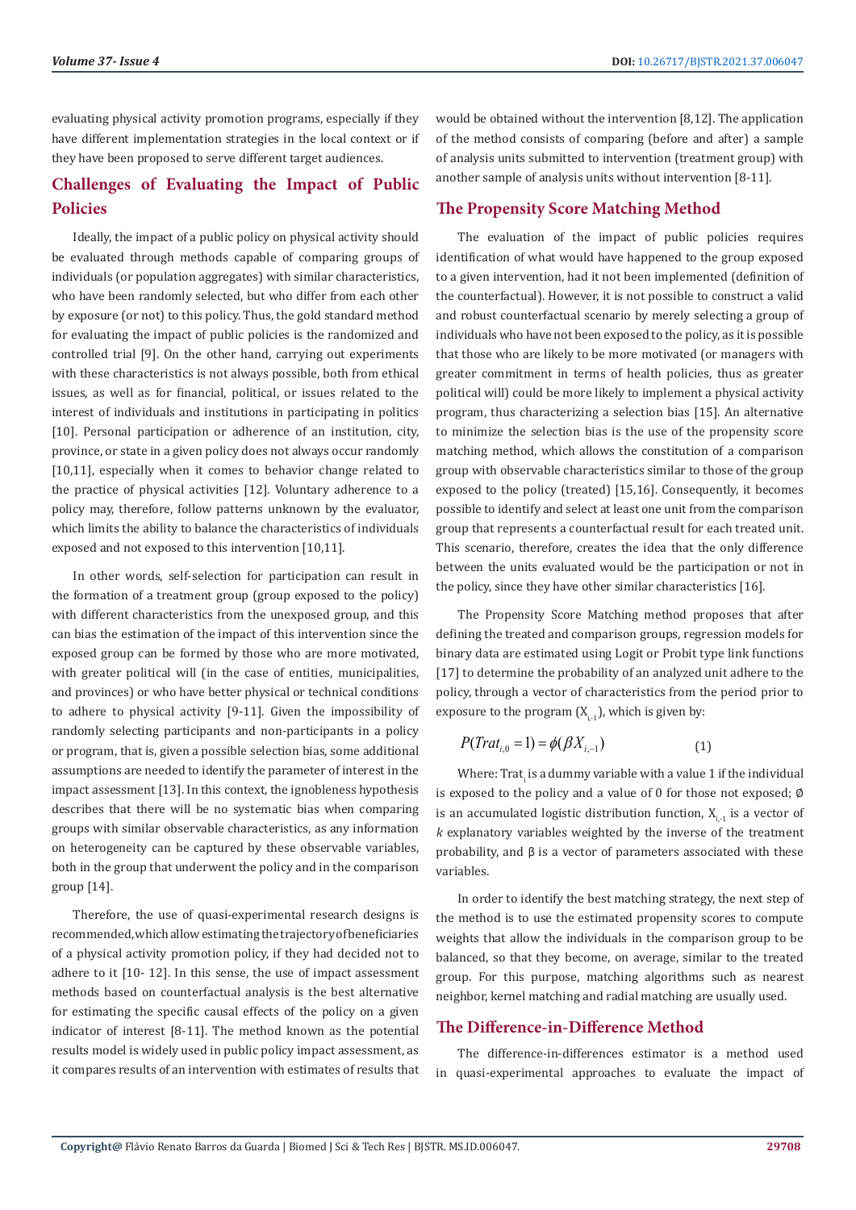evaluating physical activity promotion programs, especially if they have different implementation strategies in the local context or if they have been proposed to serve different target audiences.

## Challenges of Evaluating the Impact of Public Policies

Ideally, the impact of a public policy on physical activity should be evaluated through methods capable of comparing groups of individuals (or population aggregates) with similar characteristics, who have been randomly selected, but who differ from each other by exposure (or not) to this policy. Thus, the gold standard method for evaluating the impact of public policies is the randomized and controlled trial [9]. On the other hand, carrying out experiments with these characteristics is not always possible, both from ethical issues, as well as for financial, political, or issues related to the interest of individuals and institutions in participating in politics [10]. Personal participation or adherence of an institution, city, province, or state in a given policy does not always occur randomly [10,11], especially when it comes to behavior change related to the practice of physical activities [12]. Voluntary adherence to a policy may, therefore, follow patterns unknown by the evaluator, which limits the ability to balance the characteristics of individuals exposed and not exposed to this intervention [10,11].

In other words, self-selection for participation can result in the formation of a treatment group (group exposed to the policy) with different characteristics from the unexposed group, and this can bias the estimation of the impact of this intervention since the exposed group can be formed by those who are more motivated, with greater political will (in the case of entities, municipalities, and provinces) or who have better physical or technical conditions to adhere to physical activity [9-11]. Given the impossibility of randomly selecting participants and non-participants in a policy or program, that is, given a possible selection bias, some additional assumptions are needed to identify the parameter of interest in the impact assessment [13]. In this context, the ignobleness hypothesis describes that there will be no systematic bias when comparing groups with similar observable characteristics, as any information on heterogeneity can be captured by these observable variables, both in the group that underwent the policy and in the comparison group [14].

Therefore, the use of quasi-experimental research designs is recommended, which allow estimating the trajectory of beneficiaries of a physical activity promotion policy, if they had decided not to adhere to it [10- 12]. In this sense, the use of impact assessment methods based on counterfactual analysis is the best alternative for estimating the specific causal effects of the policy on a given indicator of interest [8-11]. The method known as the potential results model is widely used in public policy impact assessment, as it compares results of an intervention with estimates of results that would be obtained without the intervention [8,12]. The application of the method consists of comparing (before and after) a sample of analysis units submitted to intervention (treatment group) with another sample of analysis units without intervention [8-11].

## The Propensity Score Matching Method

The evaluation of the impact of public policies requires identification of what would have happened to the group exposed to a given intervention, had it not been implemented (definition of the counterfactual). However, it is not possible to construct a valid and robust counterfactual scenario by merely selecting a group of individuals who have not been exposed to the policy, as it is possible that those who are likely to be more motivated (or managers with greater commitment in terms of health policies, thus as greater political will) could be more likely to implement a physical activity program, thus characterizing a selection bias [15]. An alternative to minimize the selection bias is the use of the propensity score matching method, which allows the constitution of a comparison group with observable characteristics similar to those of the group exposed to the policy (treated) [15,16]. Consequently, it becomes possible to identify and select at least one unit from the comparison group that represents a counterfactual result for each treated unit. This scenario, therefore, creates the idea that the only difference between the units evaluated would be the participation or not in the policy, since they have other similar characteristics [16].

The Propensity Score Matching method proposes that after defining the treated and comparison groups, regression models for binary data are estimated using Logit or Probit type link functions [17] to determine the probability of an analyzed unit adhere to the policy, through a vector of characteristics from the period prior to exposure to the program ($X_{i-1}$), which is given by:

$$P(Trat_{i,0} = 1) = \phi(\beta X_{i,-1}) \tag{1}$$

Where: $Trat_i$ is a dummy variable with a value 1 if the individual is exposed to the policy and a value of 0 for those not exposed; Ø is an accumulated logistic distribution function, $X_{i-1}$ is a vector of *k* explanatory variables weighted by the inverse of the treatment probability, and β is a vector of parameters associated with these variables.

In order to identify the best matching strategy, the next step of the method is to use the estimated propensity scores to compute weights that allow the individuals in the comparison group to be balanced, so that they become, on average, similar to the treated group. For this purpose, matching algorithms such as nearest neighbor, kernel matching and radial matching are usually used.

## The Difference-in-Difference Method

The difference-in-differences estimator is a method used in quasi-experimental approaches to evaluate the impact of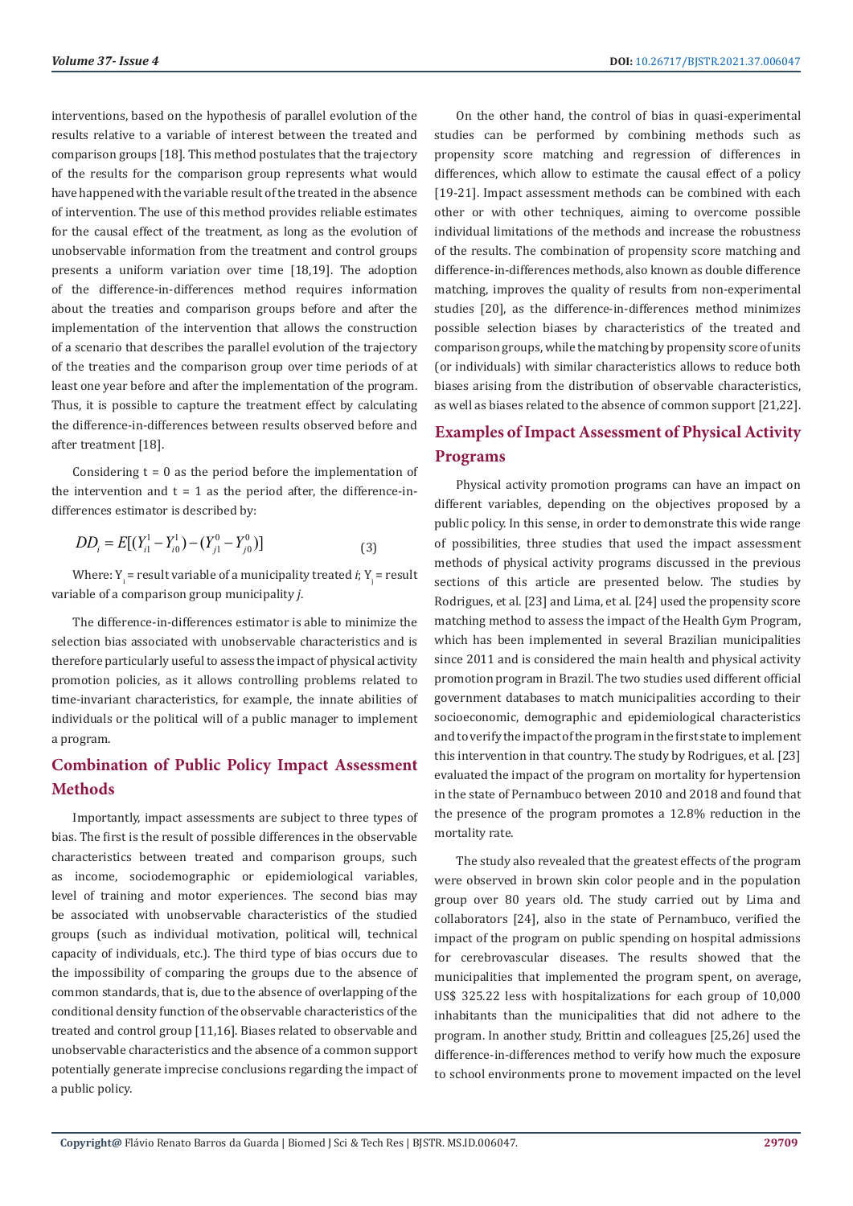interventions, based on the hypothesis of parallel evolution of the results relative to a variable of interest between the treated and comparison groups [18]. This method postulates that the trajectory of the results for the comparison group represents what would have happened with the variable result of the treated in the absence of intervention. The use of this method provides reliable estimates for the causal effect of the treatment, as long as the evolution of unobservable information from the treatment and control groups presents a uniform variation over time [18,19]. The adoption of the difference-in-differences method requires information about the treaties and comparison groups before and after the implementation of the intervention that allows the construction of a scenario that describes the parallel evolution of the trajectory of the treaties and the comparison group over time periods of at least one year before and after the implementation of the program. Thus, it is possible to capture the treatment effect by calculating the difference-in-differences between results observed before and after treatment [18].

Considering t = 0 as the period before the implementation of the intervention and t = 1 as the period after, the difference-in-differences estimator is described by:

$$DD_i = E[(Y_{i1}^1 - Y_{i0}^1) - (Y_{j1}^0 - Y_{j0}^0)] \quad (3)$$

Where: $Y_i$ = result variable of a municipality treated *i*; $Y_j$ = result variable of a comparison group municipality *j*.

The difference-in-differences estimator is able to minimize the selection bias associated with unobservable characteristics and is therefore particularly useful to assess the impact of physical activity promotion policies, as it allows controlling problems related to time-invariant characteristics, for example, the innate abilities of individuals or the political will of a public manager to implement a program.

## Combination of Public Policy Impact Assessment Methods

Importantly, impact assessments are subject to three types of bias. The first is the result of possible differences in the observable characteristics between treated and comparison groups, such as income, sociodemographic or epidemiological variables, level of training and motor experiences. The second bias may be associated with unobservable characteristics of the studied groups (such as individual motivation, political will, technical capacity of individuals, etc.). The third type of bias occurs due to the impossibility of comparing the groups due to the absence of common standards, that is, due to the absence of overlapping of the conditional density function of the observable characteristics of the treated and control group [11,16]. Biases related to observable and unobservable characteristics and the absence of a common support potentially generate imprecise conclusions regarding the impact of a public policy.

On the other hand, the control of bias in quasi-experimental studies can be performed by combining methods such as propensity score matching and regression of differences in differences, which allow to estimate the causal effect of a policy [19-21]. Impact assessment methods can be combined with each other or with other techniques, aiming to overcome possible individual limitations of the methods and increase the robustness of the results. The combination of propensity score matching and difference-in-differences methods, also known as double difference matching, improves the quality of results from non-experimental studies [20], as the difference-in-differences method minimizes possible selection biases by characteristics of the treated and comparison groups, while the matching by propensity score of units (or individuals) with similar characteristics allows to reduce both biases arising from the distribution of observable characteristics, as well as biases related to the absence of common support [21,22].

## Examples of Impact Assessment of Physical Activity Programs

Physical activity promotion programs can have an impact on different variables, depending on the objectives proposed by a public policy. In this sense, in order to demonstrate this wide range of possibilities, three studies that used the impact assessment methods of physical activity programs discussed in the previous sections of this article are presented below. The studies by Rodrigues, et al. [23] and Lima, et al. [24] used the propensity score matching method to assess the impact of the Health Gym Program, which has been implemented in several Brazilian municipalities since 2011 and is considered the main health and physical activity promotion program in Brazil. The two studies used different official government databases to match municipalities according to their socioeconomic, demographic and epidemiological characteristics and to verify the impact of the program in the first state to implement this intervention in that country. The study by Rodrigues, et al. [23] evaluated the impact of the program on mortality for hypertension in the state of Pernambuco between 2010 and 2018 and found that the presence of the program promotes a 12.8% reduction in the mortality rate.

The study also revealed that the greatest effects of the program were observed in brown skin color people and in the population group over 80 years old. The study carried out by Lima and collaborators [24], also in the state of Pernambuco, verified the impact of the program on public spending on hospital admissions for cerebrovascular diseases. The results showed that the municipalities that implemented the program spent, on average, US$ 325.22 less with hospitalizations for each group of 10,000 inhabitants than the municipalities that did not adhere to the program. In another study, Brittin and colleagues [25,26] used the difference-in-differences method to verify how much the exposure to school environments prone to movement impacted on the level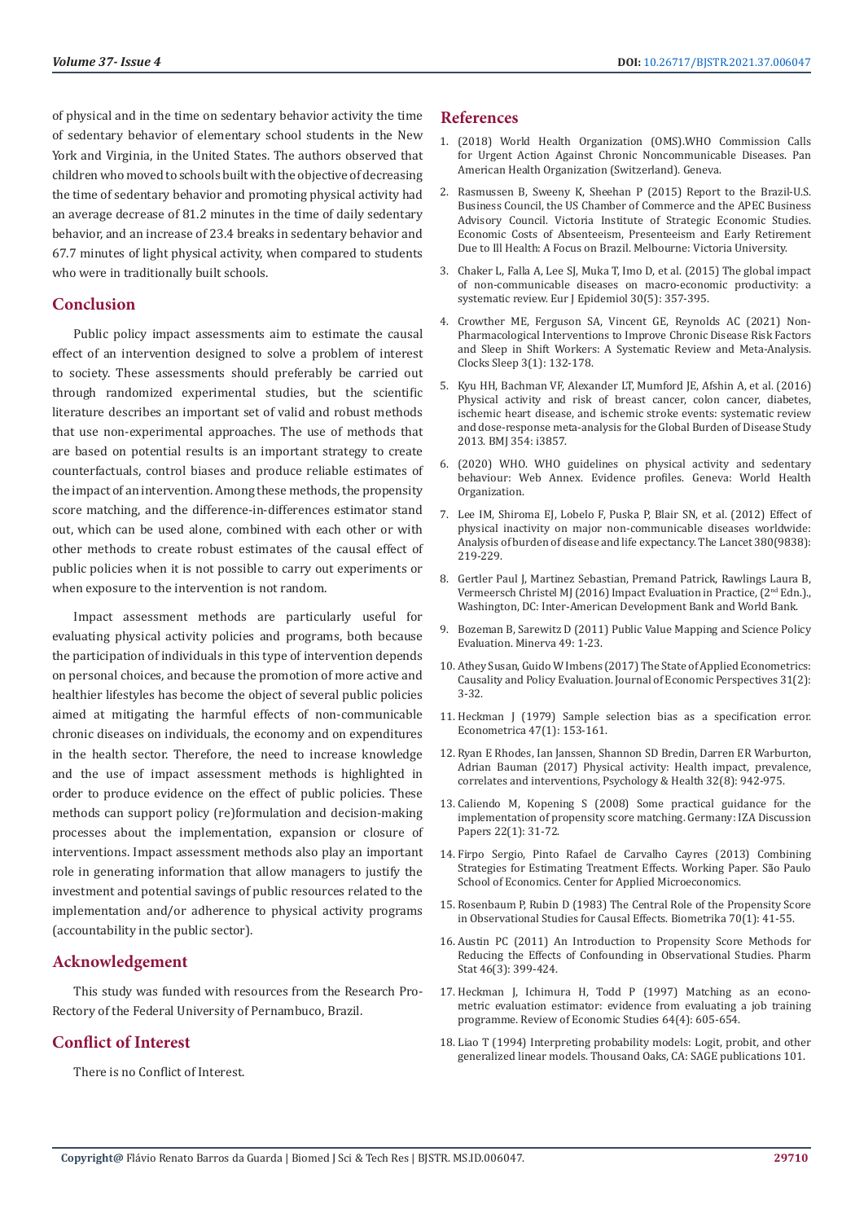of physical and in the time on sedentary behavior activity the time of sedentary behavior of elementary school students in the New York and Virginia, in the United States. The authors observed that children who moved to schools built with the objective of decreasing the time of sedentary behavior and promoting physical activity had an average decrease of 81.2 minutes in the time of daily sedentary behavior, and an increase of 23.4 breaks in sedentary behavior and 67.7 minutes of light physical activity, when compared to students who were in traditionally built schools.

## Conclusion

Public policy impact assessments aim to estimate the causal effect of an intervention designed to solve a problem of interest to society. These assessments should preferably be carried out through randomized experimental studies, but the scientific literature describes an important set of valid and robust methods that use non-experimental approaches. The use of methods that are based on potential results is an important strategy to create counterfactuals, control biases and produce reliable estimates of the impact of an intervention. Among these methods, the propensity score matching, and the difference-in-differences estimator stand out, which can be used alone, combined with each other or with other methods to create robust estimates of the causal effect of public policies when it is not possible to carry out experiments or when exposure to the intervention is not random.

Impact assessment methods are particularly useful for evaluating physical activity policies and programs, both because the participation of individuals in this type of intervention depends on personal choices, and because the promotion of more active and healthier lifestyles has become the object of several public policies aimed at mitigating the harmful effects of non-communicable chronic diseases on individuals, the economy and on expenditures in the health sector. Therefore, the need to increase knowledge and the use of impact assessment methods is highlighted in order to produce evidence on the effect of public policies. These methods can support policy (re)formulation and decision-making processes about the implementation, expansion or closure of interventions. Impact assessment methods also play an important role in generating information that allow managers to justify the investment and potential savings of public resources related to the implementation and/or adherence to physical activity programs (accountability in the public sector).

## Acknowledgement

This study was funded with resources from the Research Pro-Rectory of the Federal University of Pernambuco, Brazil.

## Conflict of Interest

There is no Conflict of Interest.

## References

1. (2018) World Health Organization (OMS).WHO Commission Calls for Urgent Action Against Chronic Noncommunicable Diseases. Pan American Health Organization (Switzerland). Geneva.
2. Rasmussen B, Sweeny K, Sheehan P (2015) Report to the Brazil-U.S. Business Council, the US Chamber of Commerce and the APEC Business Advisory Council. Victoria Institute of Strategic Economic Studies. Economic Costs of Absenteeism, Presenteeism and Early Retirement Due to Ill Health: A Focus on Brazil. Melbourne: Victoria University.
3. Chaker L, Falla A, Lee SJ, Muka T, Imo D, et al. (2015) The global impact of non-communicable diseases on macro-economic productivity: a systematic review. Eur J Epidemiol 30(5): 357-395.
4. Crowther ME, Ferguson SA, Vincent GE, Reynolds AC (2021) Non-Pharmacological Interventions to Improve Chronic Disease Risk Factors and Sleep in Shift Workers: A Systematic Review and Meta-Analysis. Clocks Sleep 3(1): 132-178.
5. Kyu HH, Bachman VF, Alexander LT, Mumford JE, Afshin A, et al. (2016) Physical activity and risk of breast cancer, colon cancer, diabetes, ischemic heart disease, and ischemic stroke events: systematic review and dose-response meta-analysis for the Global Burden of Disease Study 2013. BMJ 354: i3857.
6. (2020) WHO. WHO guidelines on physical activity and sedentary behaviour: Web Annex. Evidence profiles. Geneva: World Health Organization.
7. Lee IM, Shiroma EJ, Lobelo F, Puska P, Blair SN, et al. (2012) Effect of physical inactivity on major non-communicable diseases worldwide: Analysis of burden of disease and life expectancy. The Lancet 380(9838): 219-229.
8. Gertler Paul J, Martinez Sebastian, Premand Patrick, Rawlings Laura B, Vermeersch Christel MJ (2016) Impact Evaluation in Practice, (2nd Edn.), Washington, DC: Inter-American Development Bank and World Bank.
9. Bozeman B, Sarewitz D (2011) Public Value Mapping and Science Policy Evaluation. Minerva 49: 1-23.
10. Athey Susan, Guido W Imbens (2017) The State of Applied Econometrics: Causality and Policy Evaluation. Journal of Economic Perspectives 31(2): 3-32.
11. Heckman J (1979) Sample selection bias as a specification error. Econometrica 47(1): 153-161.
12. Ryan E Rhodes, Ian Janssen, Shannon SD Bredin, Darren ER Warburton, Adrian Bauman (2017) Physical activity: Health impact, prevalence, correlates and interventions, Psychology & Health 32(8): 942-975.
13. Caliendo M, Kopening S (2008) Some practical guidance for the implementation of propensity score matching. Germany: IZA Discussion Papers 22(1): 31-72.
14. Firpo Sergio, Pinto Rafael de Carvalho Cayres (2013) Combining Strategies for Estimating Treatment Effects. Working Paper. São Paulo School of Economics. Center for Applied Microeconomics.
15. Rosenbaum P, Rubin D (1983) The Central Role of the Propensity Score in Observational Studies for Causal Effects. Biometrika 70(1): 41-55.
16. Austin PC (2011) An Introduction to Propensity Score Methods for Reducing the Effects of Confounding in Observational Studies. Pharm Stat 46(3): 399-424.
17. Heckman J, Ichimura H, Todd P (1997) Matching as an econometric evaluation estimator: evidence from evaluating a job training programme. Review of Economic Studies 64(4): 605-654.
18. Liao T (1994) Interpreting probability models: Logit, probit, and other generalized linear models. Thousand Oaks, CA: SAGE publications 101.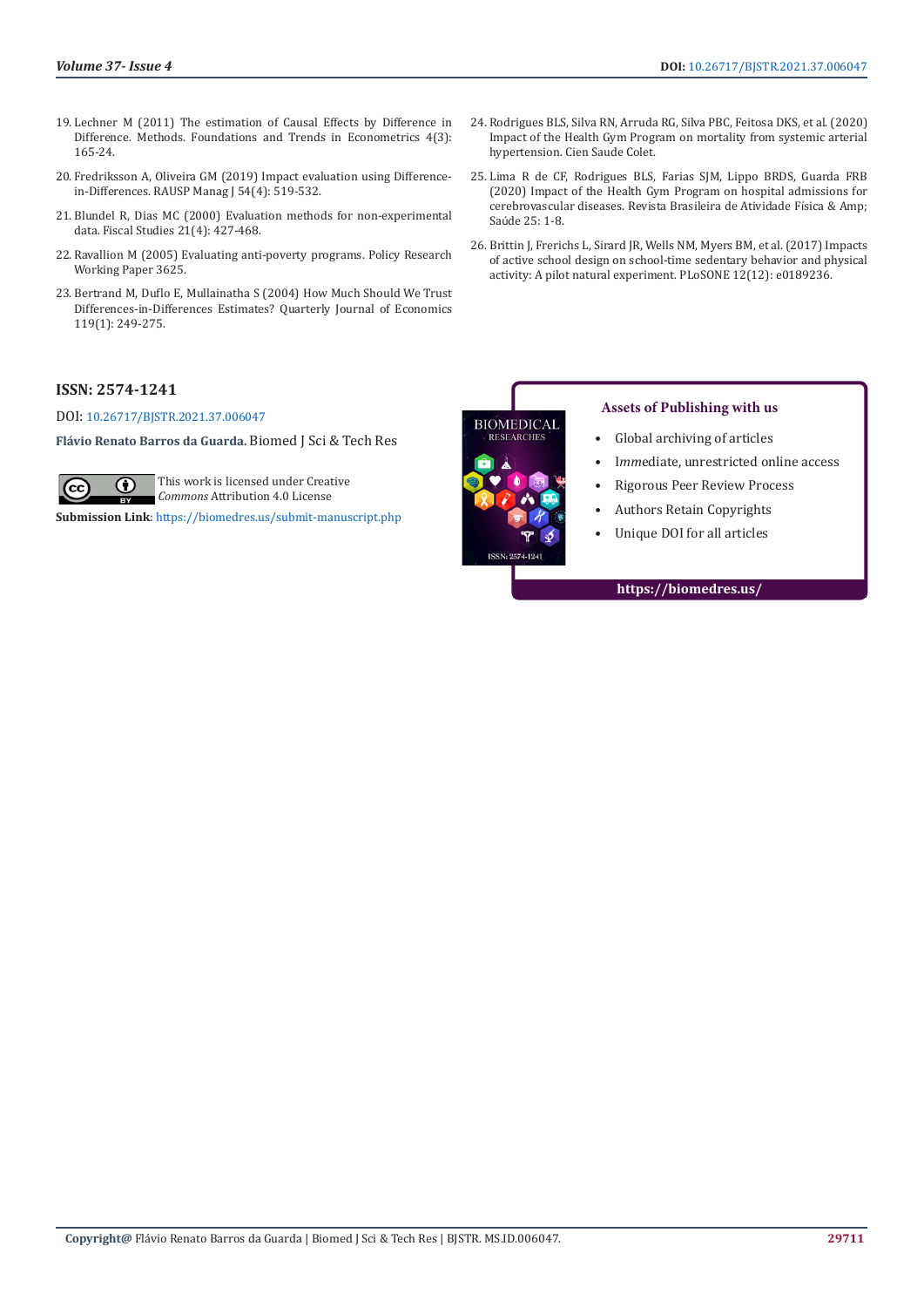19. Lechner M (2011) The estimation of Causal Effects by Difference in Difference. Methods. Foundations and Trends in Econometrics 4(3): 165-24.
20. Fredriksson A, Oliveira GM (2019) Impact evaluation using Difference-in-Differences. RAUSP Manag J 54(4): 519-532.
21. Blundel R, Dias MC (2000) Evaluation methods for non-experimental data. Fiscal Studies 21(4): 427-468.
22. Ravallion M (2005) Evaluating anti-poverty programs. Policy Research Working Paper 3625.
23. Bertrand M, Duflo E, Mullainatha S (2004) How Much Should We Trust Differences-in-Differences Estimates? Quarterly Journal of Economics 119(1): 249-275.
24. Rodrigues BLS, Silva RN, Arruda RG, Silva PBC, Feitosa DKS, et al. (2020) Impact of the Health Gym Program on mortality from systemic arterial hypertension. Cien Saude Colet.
25. Lima R de CF, Rodrigues BLS, Farias SJM, Lippo BRDS, Guarda FRB (2020) Impact of the Health Gym Program on hospital admissions for cerebrovascular diseases. Revista Brasileira de Atividade Física & Amp; Saúde 25: 1-8.
26. Brittin J, Frerichs L, Sirard JR, Wells NM, Myers BM, et al. (2017) Impacts of active school design on school-time sedentary behavior and physical activity: A pilot natural experiment. PLoSONE 12(12): e0189236.

**ISSN: 2574-1241**

DOI: 10.26717/BJSTR.2021.37.006047

**Flávio Renato Barros da Guarda.** Biomed J Sci & Tech Res

This work is licensed under Creative *Commons* Attribution 4.0 License

**Submission Link**: https://biomedres.us/submit-manuscript.php

BIOMEDICAL RESEARCHES

ISSN: 2574-1241

**Assets of Publishing with us**

- Global archiving of articles
- Immediate, unrestricted online access
- Rigorous Peer Review Process
- Authors Retain Copyrights
- Unique DOI for all articles

**https://biomedres.us/**